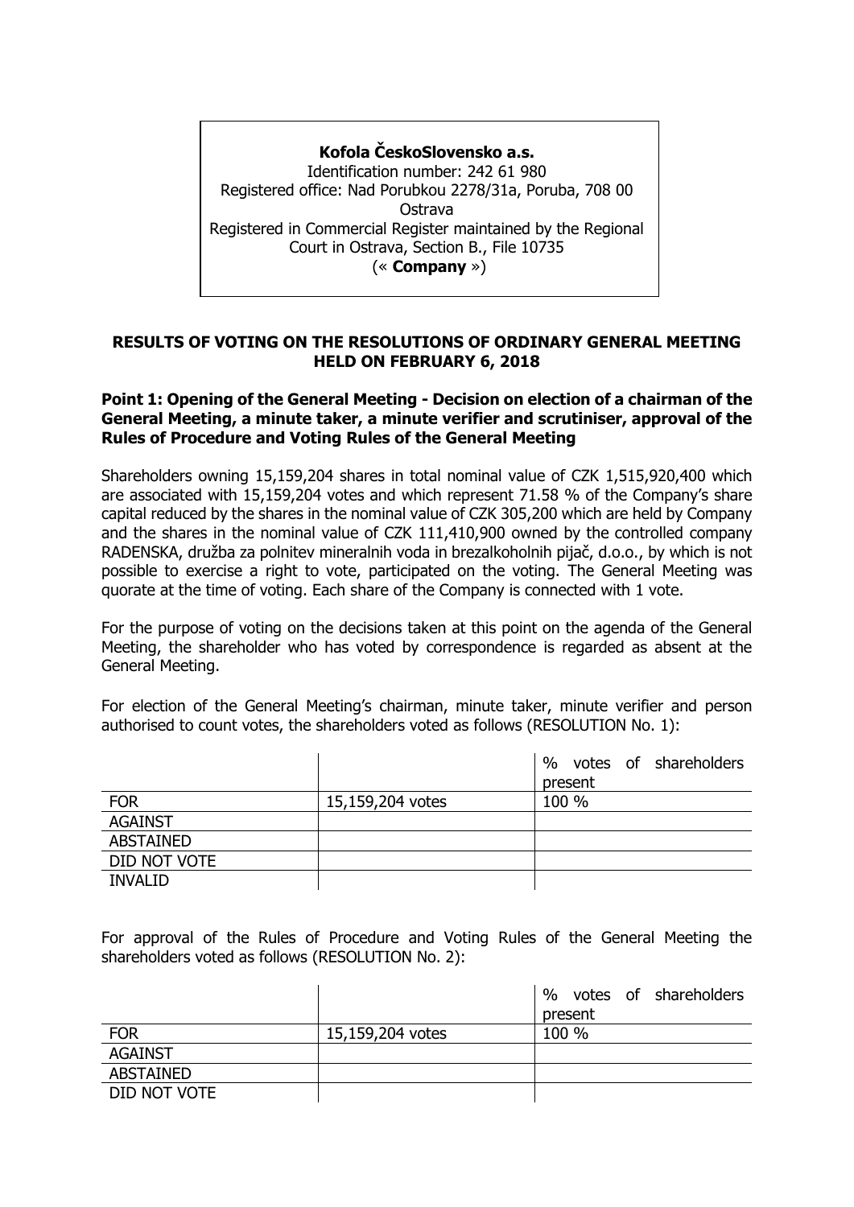**Kofola ČeskoSlovensko a.s.**
Identification number: 242 61 980
Registered office: Nad Porubkou 2278/31a, Poruba, 708 00 Ostrava
Registered in Commercial Register maintained by the Regional Court in Ostrava, Section B., File 10735
(« **Company** »)

## RESULTS OF VOTING ON THE RESOLUTIONS OF ORDINARY GENERAL MEETING HELD ON FEBRUARY 6, 2018

### Point 1: Opening of the General Meeting - Decision on election of a chairman of the General Meeting, a minute taker, a minute verifier and scrutiniser, approval of the Rules of Procedure and Voting Rules of the General Meeting

Shareholders owning 15,159,204 shares in total nominal value of CZK 1,515,920,400 which are associated with 15,159,204 votes and which represent 71.58 % of the Company's share capital reduced by the shares in the nominal value of CZK 305,200 which are held by Company and the shares in the nominal value of CZK 111,410,900 owned by the controlled company RADENSKA, družba za polnitev mineralnih voda in brezalkoholnih pijač, d.o.o., by which is not possible to exercise a right to vote, participated on the voting. The General Meeting was quorate at the time of voting. Each share of the Company is connected with 1 vote.

For the purpose of voting on the decisions taken at this point on the agenda of the General Meeting, the shareholder who has voted by correspondence is regarded as absent at the General Meeting.

For election of the General Meeting's chairman, minute taker, minute verifier and person authorised to count votes, the shareholders voted as follows (RESOLUTION No. 1):

| | | % votes of shareholders present |
|---|---|---|
| FOR | 15,159,204 votes | 100 % |
| AGAINST | | |
| ABSTAINED | | |
| DID NOT VOTE | | |
| INVALID | | |

For approval of the Rules of Procedure and Voting Rules of the General Meeting the shareholders voted as follows (RESOLUTION No. 2):

| | | % votes of shareholders present |
|---|---|---|
| FOR | 15,159,204 votes | 100 % |
| AGAINST | | |
| ABSTAINED | | |
| DID NOT VOTE | | |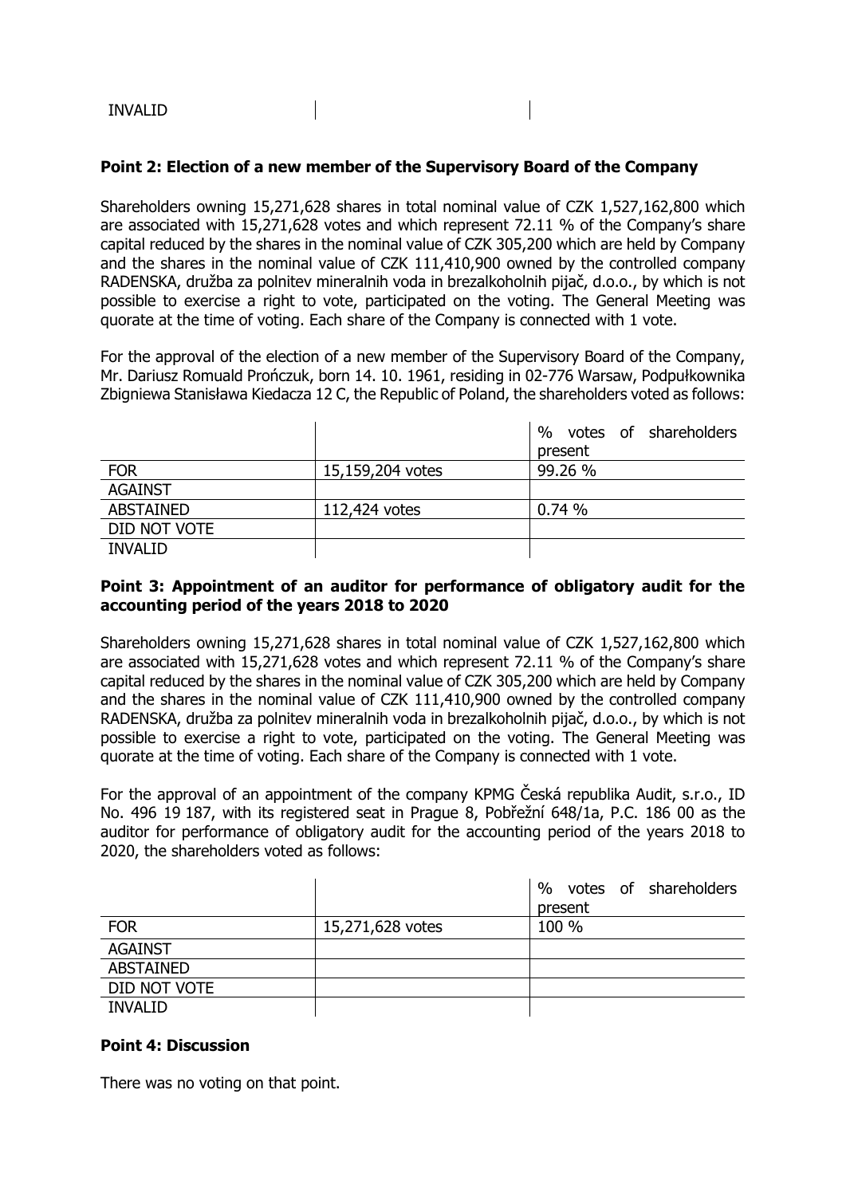| | | |
|---|---|---|
| INVALID | | |

**Point 2: Election of a new member of the Supervisory Board of the Company**

Shareholders owning 15,271,628 shares in total nominal value of CZK 1,527,162,800 which are associated with 15,271,628 votes and which represent 72.11 % of the Company's share capital reduced by the shares in the nominal value of CZK 305,200 which are held by Company and the shares in the nominal value of CZK 111,410,900 owned by the controlled company RADENSKA, družba za polnitev mineralnih voda in brezalkoholnih pijač, d.o.o., by which is not possible to exercise a right to vote, participated on the voting. The General Meeting was quorate at the time of voting. Each share of the Company is connected with 1 vote.

For the approval of the election of a new member of the Supervisory Board of the Company, Mr. Dariusz Romuald Prończuk, born 14. 10. 1961, residing in 02-776 Warsaw, Podpułkownika Zbigniewa Stanisława Kiedacza 12 C, the Republic of Poland, the shareholders voted as follows:

| | | % votes of shareholders present |
|---|---|---|
| FOR | 15,159,204 votes | 99.26 % |
| AGAINST | | |
| ABSTAINED | 112,424 votes | 0.74 % |
| DID NOT VOTE | | |
| INVALID | | |

**Point 3: Appointment of an auditor for performance of obligatory audit for the accounting period of the years 2018 to 2020**

Shareholders owning 15,271,628 shares in total nominal value of CZK 1,527,162,800 which are associated with 15,271,628 votes and which represent 72.11 % of the Company's share capital reduced by the shares in the nominal value of CZK 305,200 which are held by Company and the shares in the nominal value of CZK 111,410,900 owned by the controlled company RADENSKA, družba za polnitev mineralnih voda in brezalkoholnih pijač, d.o.o., by which is not possible to exercise a right to vote, participated on the voting. The General Meeting was quorate at the time of voting. Each share of the Company is connected with 1 vote.

For the approval of an appointment of the company KPMG Česká republika Audit, s.r.o., ID No. 496 19 187, with its registered seat in Prague 8, Pobřežní 648/1a, P.C. 186 00 as the auditor for performance of obligatory audit for the accounting period of the years 2018 to 2020, the shareholders voted as follows:

| | | % votes of shareholders present |
|---|---|---|
| FOR | 15,271,628 votes | 100 % |
| AGAINST | | |
| ABSTAINED | | |
| DID NOT VOTE | | |
| INVALID | | |

**Point 4: Discussion**

There was no voting on that point.